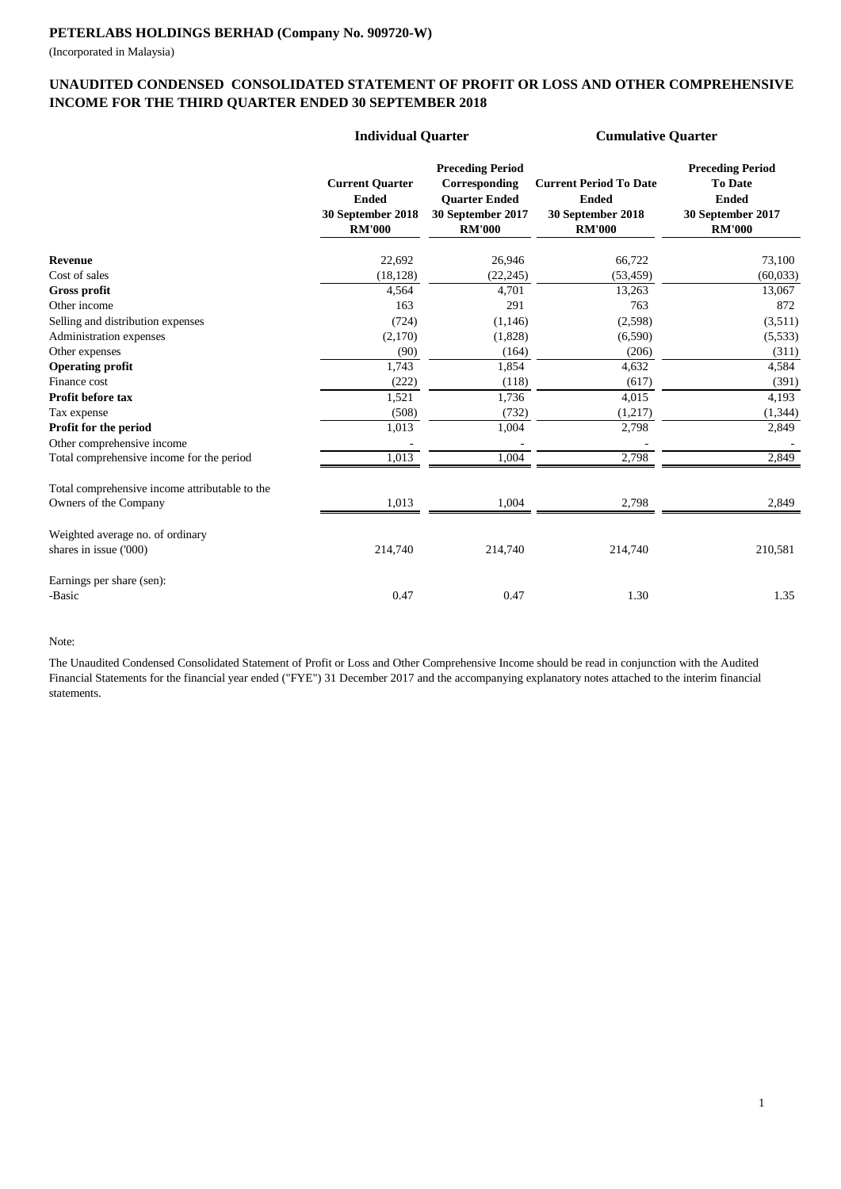**PETERLABS HOLDINGS BERHAD (Company No. 909720-W)**

(Incorporated in Malaysia)

## UNAUDITED CONDENSED CONSOLIDATED STATEMENT OF PROFIT OR LOSS AND OTHER COMPREHENSIVE INCOME FOR THE THIRD QUARTER ENDED 30 SEPTEMBER 2018

| | Individual Quarter | | Cumulative Quarter | |
|---|---|---|---|---|
| | **Current Quarter Ended 30 September 2018 RM'000** | **Preceding Period Corresponding Quarter Ended 30 September 2017 RM'000** | **Current Period To Date Ended 30 September 2018 RM'000** | **Preceding Period To Date Ended 30 September 2017 RM'000** |
| **Revenue** | 22,692 | 26,946 | 66,722 | 73,100 |
| Cost of sales | (18,128) | (22,245) | (53,459) | (60,033) |
| **Gross profit** | 4,564 | 4,701 | 13,263 | 13,067 |
| Other income | 163 | 291 | 763 | 872 |
| Selling and distribution expenses | (724) | (1,146) | (2,598) | (3,511) |
| Administration expenses | (2,170) | (1,828) | (6,590) | (5,533) |
| Other expenses | (90) | (164) | (206) | (311) |
| **Operating profit** | 1,743 | 1,854 | 4,632 | 4,584 |
| Finance cost | (222) | (118) | (617) | (391) |
| **Profit before tax** | 1,521 | 1,736 | 4,015 | 4,193 |
| Tax expense | (508) | (732) | (1,217) | (1,344) |
| **Profit for the period** | 1,013 | 1,004 | 2,798 | 2,849 |
| Other comprehensive income | - | - | - | - |
| Total comprehensive income for the period | 1,013 | 1,004 | 2,798 | 2,849 |
| Total comprehensive income attributable to the Owners of the Company | 1,013 | 1,004 | 2,798 | 2,849 |
| Weighted average no. of ordinary shares in issue ('000) | 214,740 | 214,740 | 214,740 | 210,581 |
| Earnings per share (sen): | | | | |
| -Basic | 0.47 | 0.47 | 1.30 | 1.35 |

Note:

The Unaudited Condensed Consolidated Statement of Profit or Loss and Other Comprehensive Income should be read in conjunction with the Audited Financial Statements for the financial year ended ("FYE") 31 December 2017 and the accompanying explanatory notes attached to the interim financial statements.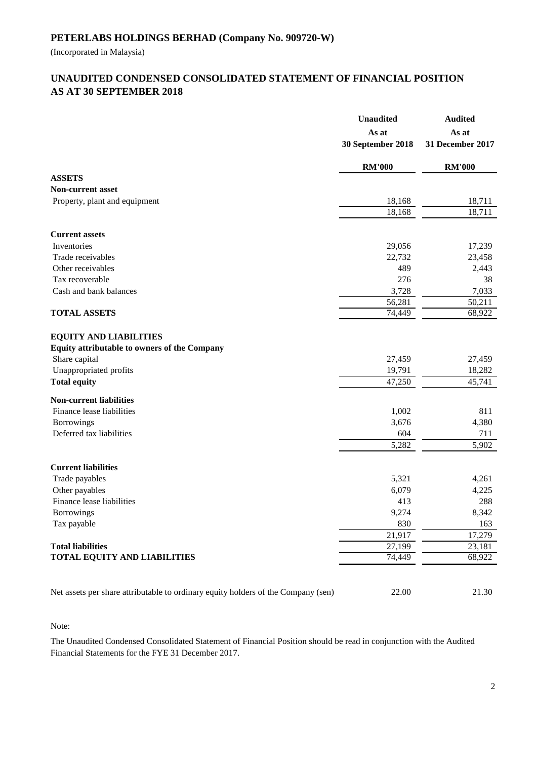# PETERLABS HOLDINGS BERHAD (Company No. 909720-W)

(Incorporated in Malaysia)

## UNAUDITED CONDENSED CONSOLIDATED STATEMENT OF FINANCIAL POSITION AS AT 30 SEPTEMBER 2018

| | Unaudited As at 30 September 2018 | Audited As at 31 December 2017 |
|---|---|---|
| | RM'000 | RM'000 |
| **ASSETS** | | |
| **Non-current asset** | | |
| Property, plant and equipment | 18,168 | 18,711 |
| | 18,168 | 18,711 |
| **Current assets** | | |
| Inventories | 29,056 | 17,239 |
| Trade receivables | 22,732 | 23,458 |
| Other receivables | 489 | 2,443 |
| Tax recoverable | 276 | 38 |
| Cash and bank balances | 3,728 | 7,033 |
| | 56,281 | 50,211 |
| **TOTAL ASSETS** | 74,449 | 68,922 |
| **EQUITY AND LIABILITIES** | | |
| **Equity attributable to owners of the Company** | | |
| Share capital | 27,459 | 27,459 |
| Unappropriated profits | 19,791 | 18,282 |
| **Total equity** | 47,250 | 45,741 |
| **Non-current liabilities** | | |
| Finance lease liabilities | 1,002 | 811 |
| Borrowings | 3,676 | 4,380 |
| Deferred tax liabilities | 604 | 711 |
| | 5,282 | 5,902 |
| **Current liabilities** | | |
| Trade payables | 5,321 | 4,261 |
| Other payables | 6,079 | 4,225 |
| Finance lease liabilities | 413 | 288 |
| Borrowings | 9,274 | 8,342 |
| Tax payable | 830 | 163 |
| | 21,917 | 17,279 |
| **Total liabilities** | 27,199 | 23,181 |
| **TOTAL EQUITY AND LIABILITIES** | 74,449 | 68,922 |
| Net assets per share attributable to ordinary equity holders of the Company (sen) | 22.00 | 21.30 |

Note:

The Unaudited Condensed Consolidated Statement of Financial Position should be read in conjunction with the Audited Financial Statements for the FYE 31 December 2017.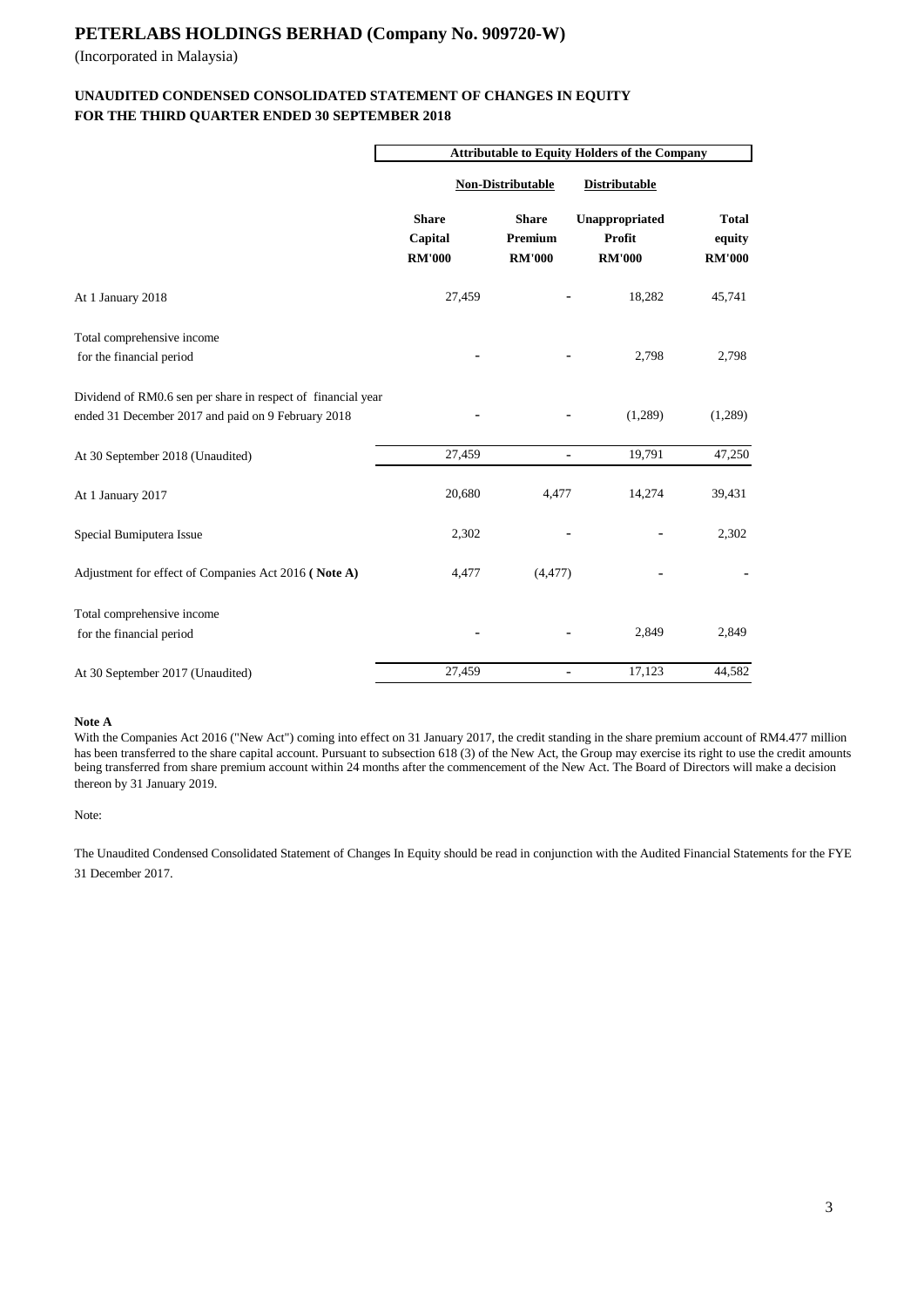# PETERLABS HOLDINGS BERHAD (Company No. 909720-W)

(Incorporated in Malaysia)

## UNAUDITED CONDENSED CONSOLIDATED STATEMENT OF CHANGES IN EQUITY
## FOR THE THIRD QUARTER ENDED 30 SEPTEMBER 2018

| | Attributable to Equity Holders of the Company | | | |
|---|---|---|---|---|
| | Non-Distributable | | Distributable | |
| | Share Capital RM'000 | Share Premium RM'000 | Unappropriated Profit RM'000 | Total equity RM'000 |
| At 1 January 2018 | 27,459 | - | 18,282 | 45,741 |
| Total comprehensive income for the financial period | - | - | 2,798 | 2,798 |
| Dividend of RM0.6 sen per share in respect of financial year ended 31 December 2017 and paid on 9 February 2018 | - | - | (1,289) | (1,289) |
| At 30 September 2018 (Unaudited) | 27,459 | - | 19,791 | 47,250 |
| At 1 January 2017 | 20,680 | 4,477 | 14,274 | 39,431 |
| Special Bumiputera Issue | 2,302 | - | - | 2,302 |
| Adjustment for effect of Companies Act 2016 **( Note A)** | 4,477 | (4,477) | - | - |
| Total comprehensive income for the financial period | - | - | 2,849 | 2,849 |
| At 30 September 2017 (Unaudited) | 27,459 | - | 17,123 | 44,582 |

**Note A**

With the Companies Act 2016 ("New Act") coming into effect on 31 January 2017, the credit standing in the share premium account of RM4.477 million has been transferred to the share capital account. Pursuant to subsection 618 (3) of the New Act, the Group may exercise its right to use the credit amounts being transferred from share premium account within 24 months after the commencement of the New Act. The Board of Directors will make a decision thereon by 31 January 2019.

Note:

The Unaudited Condensed Consolidated Statement of Changes In Equity should be read in conjunction with the Audited Financial Statements for the FYE 31 December 2017.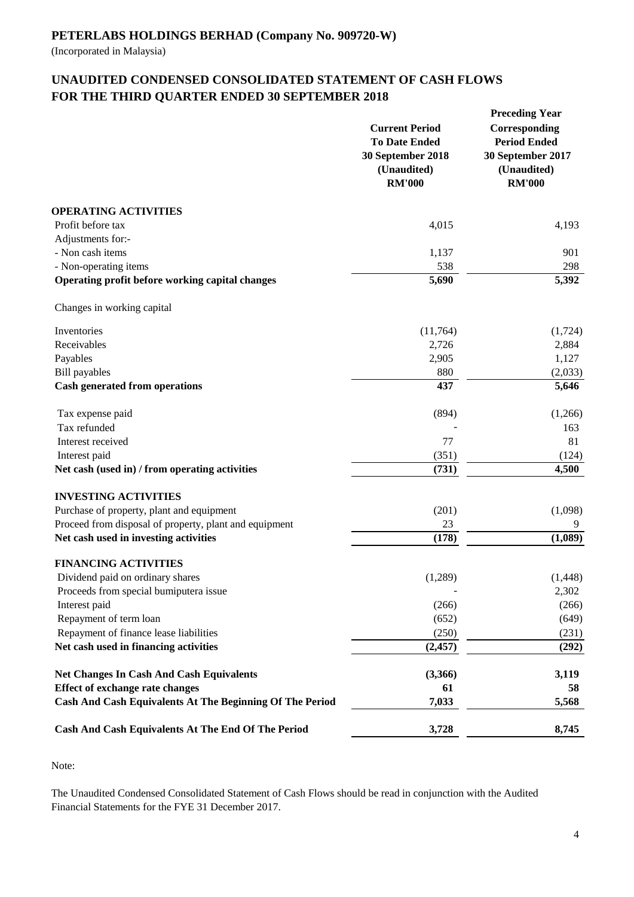## PETERLABS HOLDINGS BERHAD (Company No. 909720-W)

(Incorporated in Malaysia)

## UNAUDITED CONDENSED CONSOLIDATED STATEMENT OF CASH FLOWS FOR THE THIRD QUARTER ENDED 30 SEPTEMBER 2018

| | Current Period To Date Ended 30 September 2018 (Unaudited) RM'000 | Preceding Year Corresponding Period Ended 30 September 2017 (Unaudited) RM'000 |
|---|---|---|
| **OPERATING ACTIVITIES** | | |
| Profit before tax | 4,015 | 4,193 |
| Adjustments for:- | | |
| - Non cash items | 1,137 | 901 |
| - Non-operating items | 538 | 298 |
| **Operating profit before working capital changes** | **5,690** | **5,392** |
| Changes in working capital | | |
| Inventories | (11,764) | (1,724) |
| Receivables | 2,726 | 2,884 |
| Payables | 2,905 | 1,127 |
| Bill payables | 880 | (2,033) |
| **Cash generated from operations** | **437** | **5,646** |
| Tax expense paid | (894) | (1,266) |
| Tax refunded | - | 163 |
| Interest received | 77 | 81 |
| Interest paid | (351) | (124) |
| **Net cash (used in) / from operating activities** | **(731)** | **4,500** |
| **INVESTING ACTIVITIES** | | |
| Purchase of property, plant and equipment | (201) | (1,098) |
| Proceed from disposal of property, plant and equipment | 23 | 9 |
| **Net cash used in investing activities** | **(178)** | **(1,089)** |
| **FINANCING ACTIVITIES** | | |
| Dividend paid on ordinary shares | (1,289) | (1,448) |
| Proceeds from special bumiputera issue | - | 2,302 |
| Interest paid | (266) | (266) |
| Repayment of term loan | (652) | (649) |
| Repayment of finance lease liabilities | (250) | (231) |
| **Net cash used in financing activities** | **(2,457)** | **(292)** |
| **Net Changes In Cash And Cash Equivalents** | **(3,366)** | **3,119** |
| **Effect of exchange rate changes** | **61** | **58** |
| **Cash And Cash Equivalents At The Beginning Of The Period** | **7,033** | **5,568** |
| **Cash And Cash Equivalents At The End Of The Period** | **3,728** | **8,745** |

Note:

The Unaudited Condensed Consolidated Statement of Cash Flows should be read in conjunction with the Audited Financial Statements for the FYE 31 December 2017.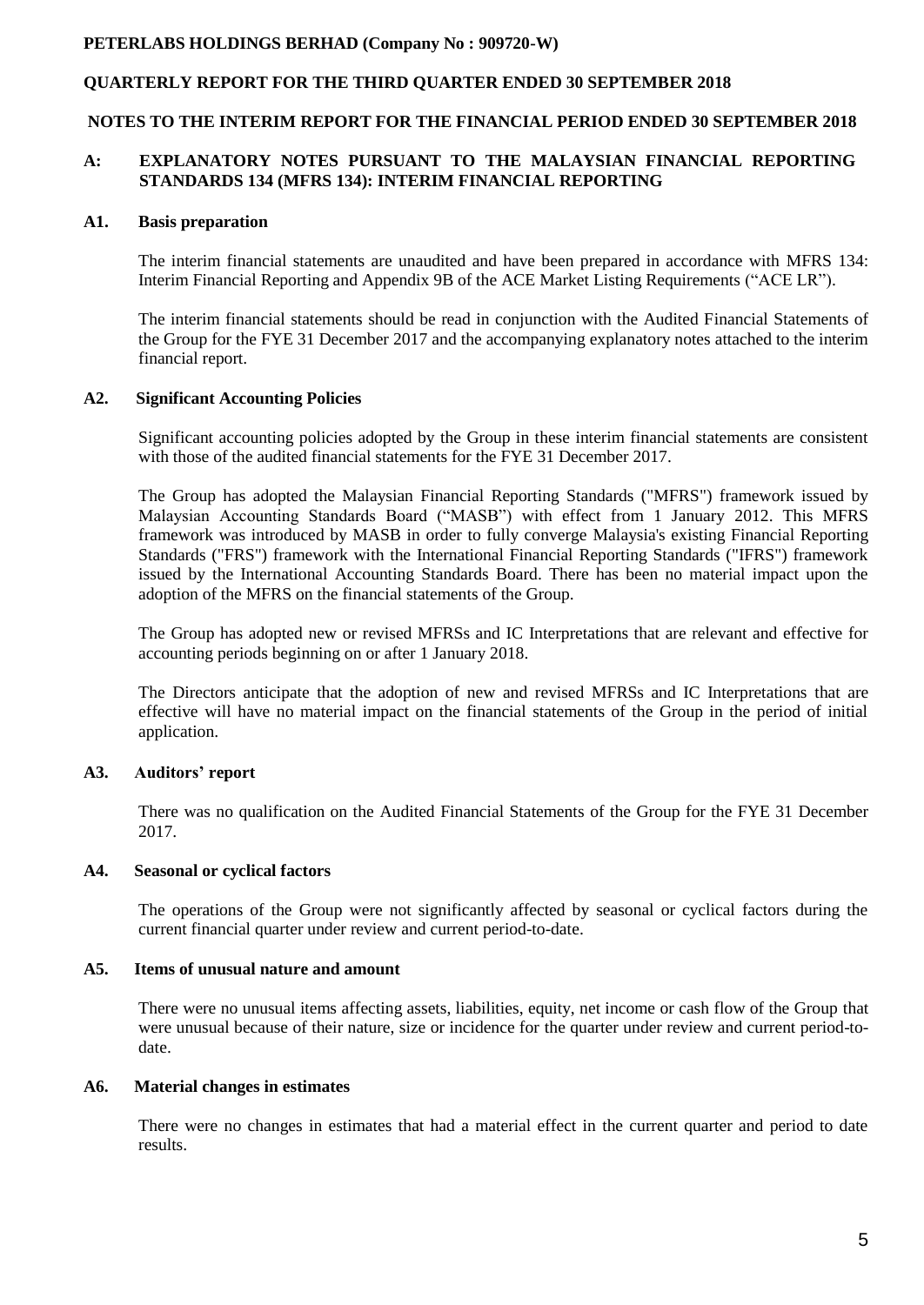**PETERLABS HOLDINGS BERHAD (Company No : 909720-W)**

**QUARTERLY REPORT FOR THE THIRD QUARTER ENDED 30 SEPTEMBER 2018**

**NOTES TO THE INTERIM REPORT FOR THE FINANCIAL PERIOD ENDED 30 SEPTEMBER 2018**

## A: EXPLANATORY NOTES PURSUANT TO THE MALAYSIAN FINANCIAL REPORTING STANDARDS 134 (MFRS 134): INTERIM FINANCIAL REPORTING

### A1. Basis preparation

The interim financial statements are unaudited and have been prepared in accordance with MFRS 134: Interim Financial Reporting and Appendix 9B of the ACE Market Listing Requirements ("ACE LR").

The interim financial statements should be read in conjunction with the Audited Financial Statements of the Group for the FYE 31 December 2017 and the accompanying explanatory notes attached to the interim financial report.

### A2. Significant Accounting Policies

Significant accounting policies adopted by the Group in these interim financial statements are consistent with those of the audited financial statements for the FYE 31 December 2017.

The Group has adopted the Malaysian Financial Reporting Standards ("MFRS") framework issued by Malaysian Accounting Standards Board ("MASB") with effect from 1 January 2012. This MFRS framework was introduced by MASB in order to fully converge Malaysia's existing Financial Reporting Standards ("FRS") framework with the International Financial Reporting Standards ("IFRS") framework issued by the International Accounting Standards Board. There has been no material impact upon the adoption of the MFRS on the financial statements of the Group.

The Group has adopted new or revised MFRSs and IC Interpretations that are relevant and effective for accounting periods beginning on or after 1 January 2018.

The Directors anticipate that the adoption of new and revised MFRSs and IC Interpretations that are effective will have no material impact on the financial statements of the Group in the period of initial application.

### A3. Auditors' report

There was no qualification on the Audited Financial Statements of the Group for the FYE 31 December 2017.

### A4. Seasonal or cyclical factors

The operations of the Group were not significantly affected by seasonal or cyclical factors during the current financial quarter under review and current period-to-date.

### A5. Items of unusual nature and amount

There were no unusual items affecting assets, liabilities, equity, net income or cash flow of the Group that were unusual because of their nature, size or incidence for the quarter under review and current period-to-date.

### A6. Material changes in estimates

There were no changes in estimates that had a material effect in the current quarter and period to date results.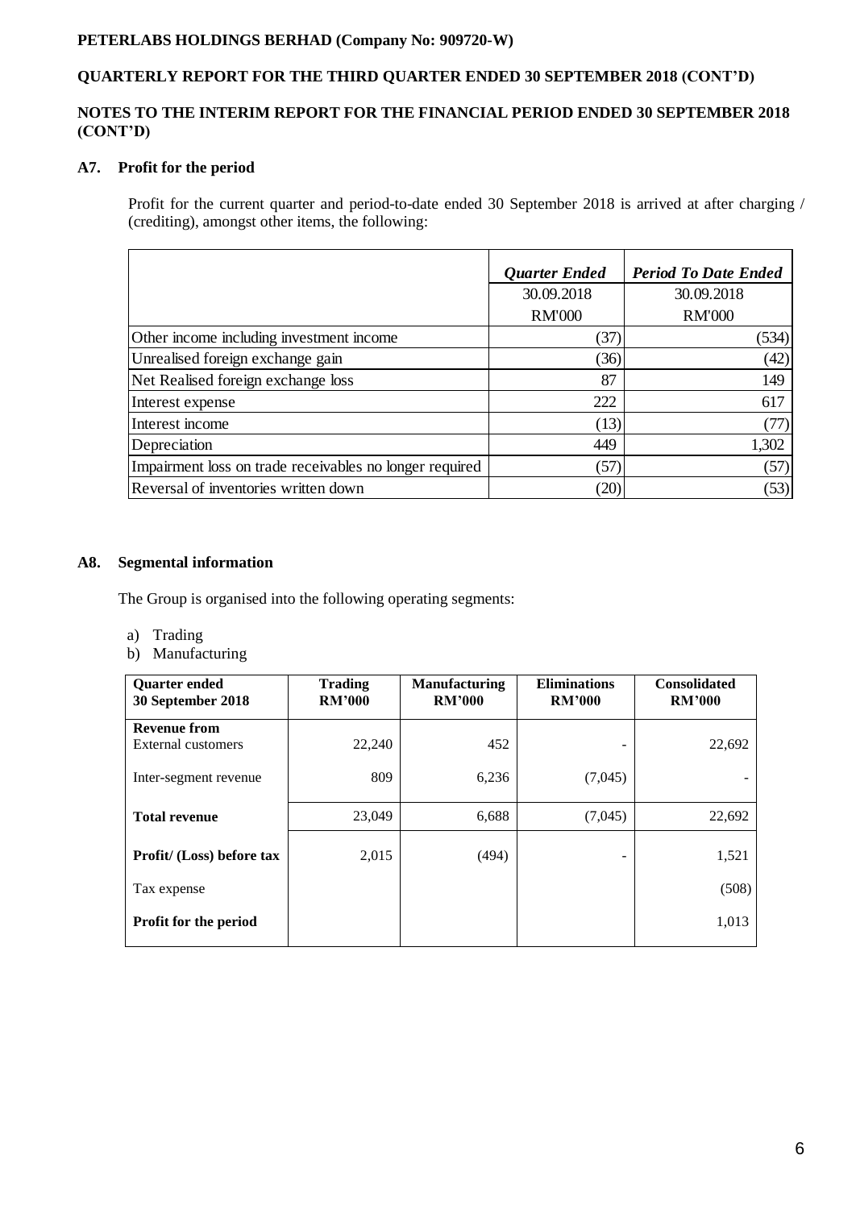### A7. Profit for the period

Profit for the current quarter and period-to-date ended 30 September 2018 is arrived at after charging / (crediting), amongst other items, the following:

| | *Quarter Ended* | *Period To Date Ended* |
|---|---|---|
| | 30.09.2018 | 30.09.2018 |
| | RM'000 | RM'000 |
| Other income including investment income | (37) | (534) |
| Unrealised foreign exchange gain | (36) | (42) |
| Net Realised foreign exchange loss | 87 | 149 |
| Interest expense | 222 | 617 |
| Interest income | (13) | (77) |
| Depreciation | 449 | 1,302 |
| Impairment loss on trade receivables no longer required | (57) | (57) |
| Reversal of inventories written down | (20) | (53) |

### A8. Segmental information

The Group is organised into the following operating segments:

a) Trading
b) Manufacturing

| **Quarter ended 30 September 2018** | **Trading RM'000** | **Manufacturing RM'000** | **Eliminations RM'000** | **Consolidated RM'000** |
|---|---|---|---|---|
| **Revenue from** | | | | |
| External customers | 22,240 | 452 | - | 22,692 |
| Inter-segment revenue | 809 | 6,236 | (7,045) | - |
| **Total revenue** | 23,049 | 6,688 | (7,045) | 22,692 |
| **Profit/ (Loss) before tax** | 2,015 | (494) | - | 1,521 |
| Tax expense | | | | (508) |
| **Profit for the period** | | | | 1,013 |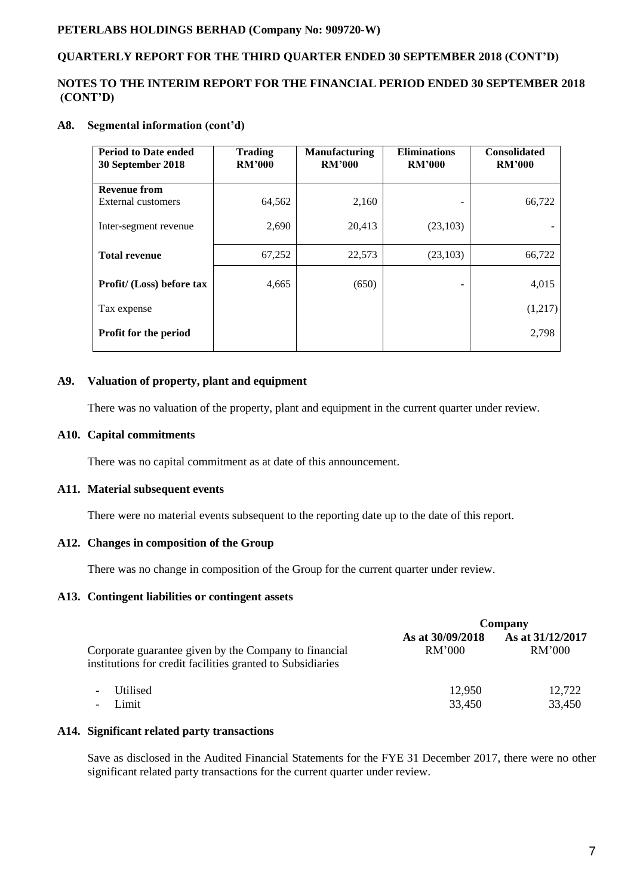**PETERLABS HOLDINGS BERHAD (Company No: 909720-W)**

**QUARTERLY REPORT FOR THE THIRD QUARTER ENDED 30 SEPTEMBER 2018 (CONT'D)**

**NOTES TO THE INTERIM REPORT FOR THE FINANCIAL PERIOD ENDED 30 SEPTEMBER 2018 (CONT'D)**

## A8. Segmental information (cont'd)

| Period to Date ended 30 September 2018 | Trading RM'000 | Manufacturing RM'000 | Eliminations RM'000 | Consolidated RM'000 |
|---|---|---|---|---|
| **Revenue from** External customers | 64,562 | 2,160 | - | 66,722 |
| Inter-segment revenue | 2,690 | 20,413 | (23,103) | - |
| **Total revenue** | 67,252 | 22,573 | (23,103) | 66,722 |
| **Profit/ (Loss) before tax** | 4,665 | (650) | - | 4,015 |
| Tax expense | | | | (1,217) |
| **Profit for the period** | | | | 2,798 |

## A9. Valuation of property, plant and equipment

There was no valuation of the property, plant and equipment in the current quarter under review.

## A10. Capital commitments

There was no capital commitment as at date of this announcement.

## A11. Material subsequent events

There were no material events subsequent to the reporting date up to the date of this report.

## A12. Changes in composition of the Group

There was no change in composition of the Group for the current quarter under review.

## A13. Contingent liabilities or contingent assets

| | Company | |
|---|---|---|
| Corporate guarantee given by the Company to financial institutions for credit facilities granted to Subsidiaries | As at 30/09/2018 RM'000 | As at 31/12/2017 RM'000 |
| - Utilised | 12,950 | 12,722 |
| - Limit | 33,450 | 33,450 |

## A14. Significant related party transactions

Save as disclosed in the Audited Financial Statements for the FYE 31 December 2017, there were no other significant related party transactions for the current quarter under review.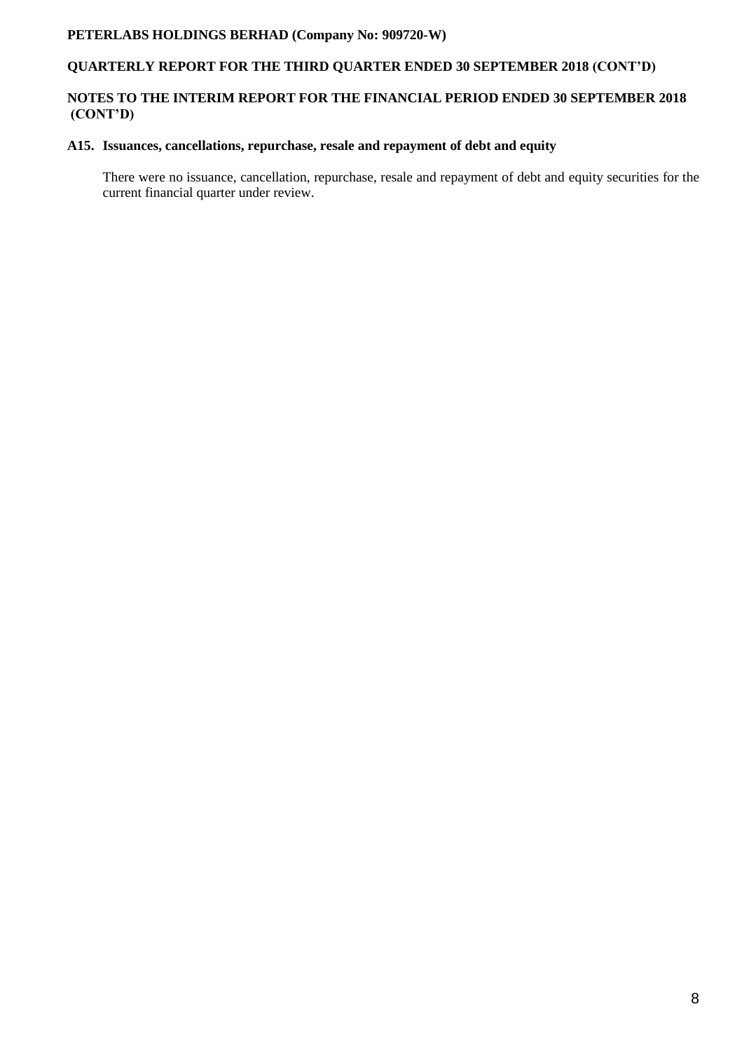### A15. Issuances, cancellations, repurchase, resale and repayment of debt and equity

There were no issuance, cancellation, repurchase, resale and repayment of debt and equity securities for the current financial quarter under review.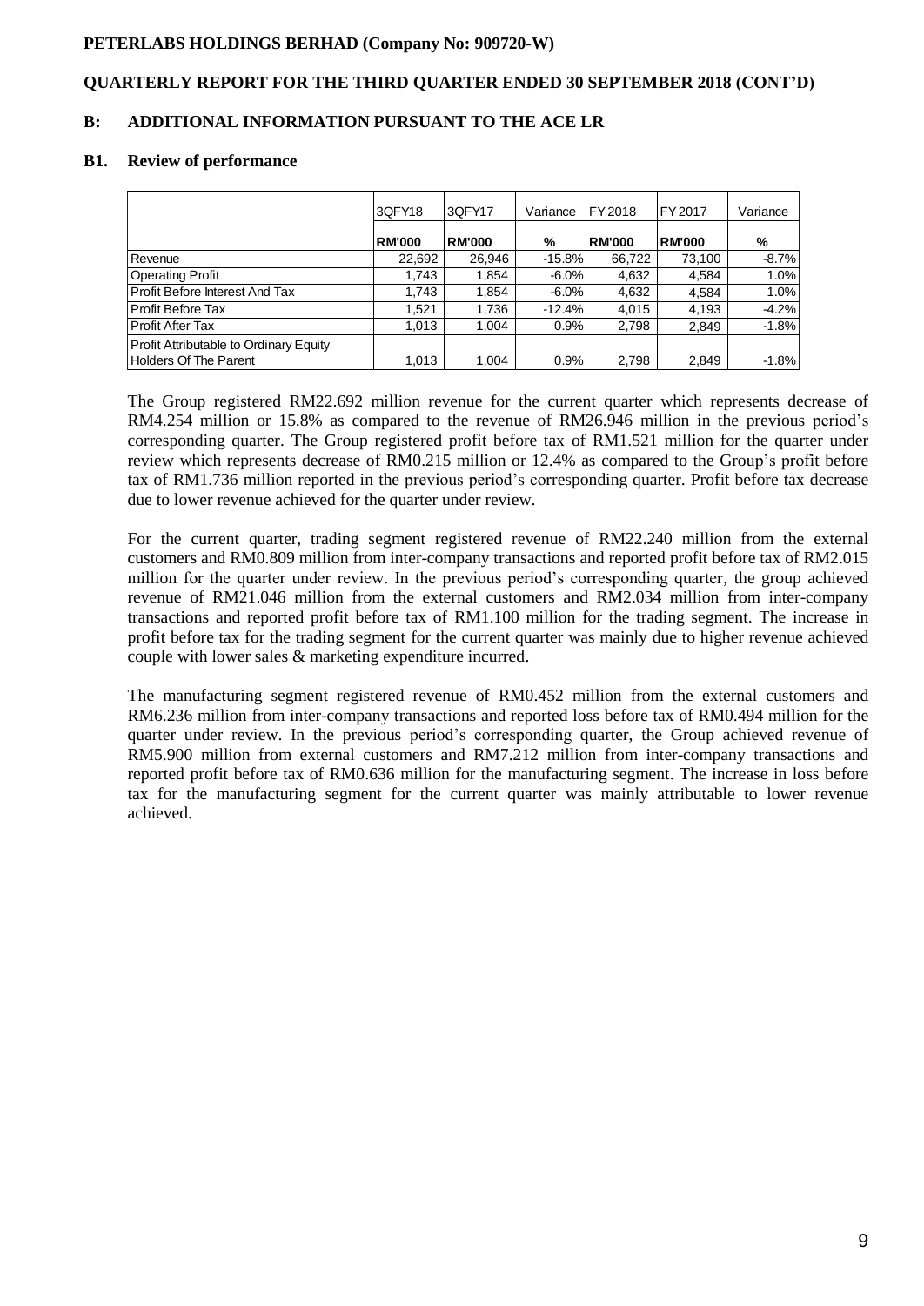**PETERLABS HOLDINGS BERHAD (Company No: 909720-W)**

**QUARTERLY REPORT FOR THE THIRD QUARTER ENDED 30 SEPTEMBER 2018 (CONT'D)**

## B: ADDITIONAL INFORMATION PURSUANT TO THE ACE LR

### B1. Review of performance

| | 3QFY18 | 3QFY17 | Variance | FY 2018 | FY 2017 | Variance |
|---|---|---|---|---|---|---|
| | **RM'000** | **RM'000** | **%** | **RM'000** | **RM'000** | **%** |
| Revenue | 22,692 | 26,946 | -15.8% | 66,722 | 73,100 | -8.7% |
| Operating Profit | 1,743 | 1,854 | -6.0% | 4,632 | 4,584 | 1.0% |
| Profit Before Interest And Tax | 1,743 | 1,854 | -6.0% | 4,632 | 4,584 | 1.0% |
| Profit Before Tax | 1,521 | 1,736 | -12.4% | 4,015 | 4,193 | -4.2% |
| Profit After Tax | 1,013 | 1,004 | 0.9% | 2,798 | 2,849 | -1.8% |
| Profit Attributable to Ordinary Equity Holders Of The Parent | 1,013 | 1,004 | 0.9% | 2,798 | 2,849 | -1.8% |

The Group registered RM22.692 million revenue for the current quarter which represents decrease of RM4.254 million or 15.8% as compared to the revenue of RM26.946 million in the previous period's corresponding quarter. The Group registered profit before tax of RM1.521 million for the quarter under review which represents decrease of RM0.215 million or 12.4% as compared to the Group's profit before tax of RM1.736 million reported in the previous period's corresponding quarter. Profit before tax decrease due to lower revenue achieved for the quarter under review.

For the current quarter, trading segment registered revenue of RM22.240 million from the external customers and RM0.809 million from inter-company transactions and reported profit before tax of RM2.015 million for the quarter under review. In the previous period's corresponding quarter, the group achieved revenue of RM21.046 million from the external customers and RM2.034 million from inter-company transactions and reported profit before tax of RM1.100 million for the trading segment. The increase in profit before tax for the trading segment for the current quarter was mainly due to higher revenue achieved couple with lower sales & marketing expenditure incurred.

The manufacturing segment registered revenue of RM0.452 million from the external customers and RM6.236 million from inter-company transactions and reported loss before tax of RM0.494 million for the quarter under review. In the previous period's corresponding quarter, the Group achieved revenue of RM5.900 million from external customers and RM7.212 million from inter-company transactions and reported profit before tax of RM0.636 million for the manufacturing segment. The increase in loss before tax for the manufacturing segment for the current quarter was mainly attributable to lower revenue achieved.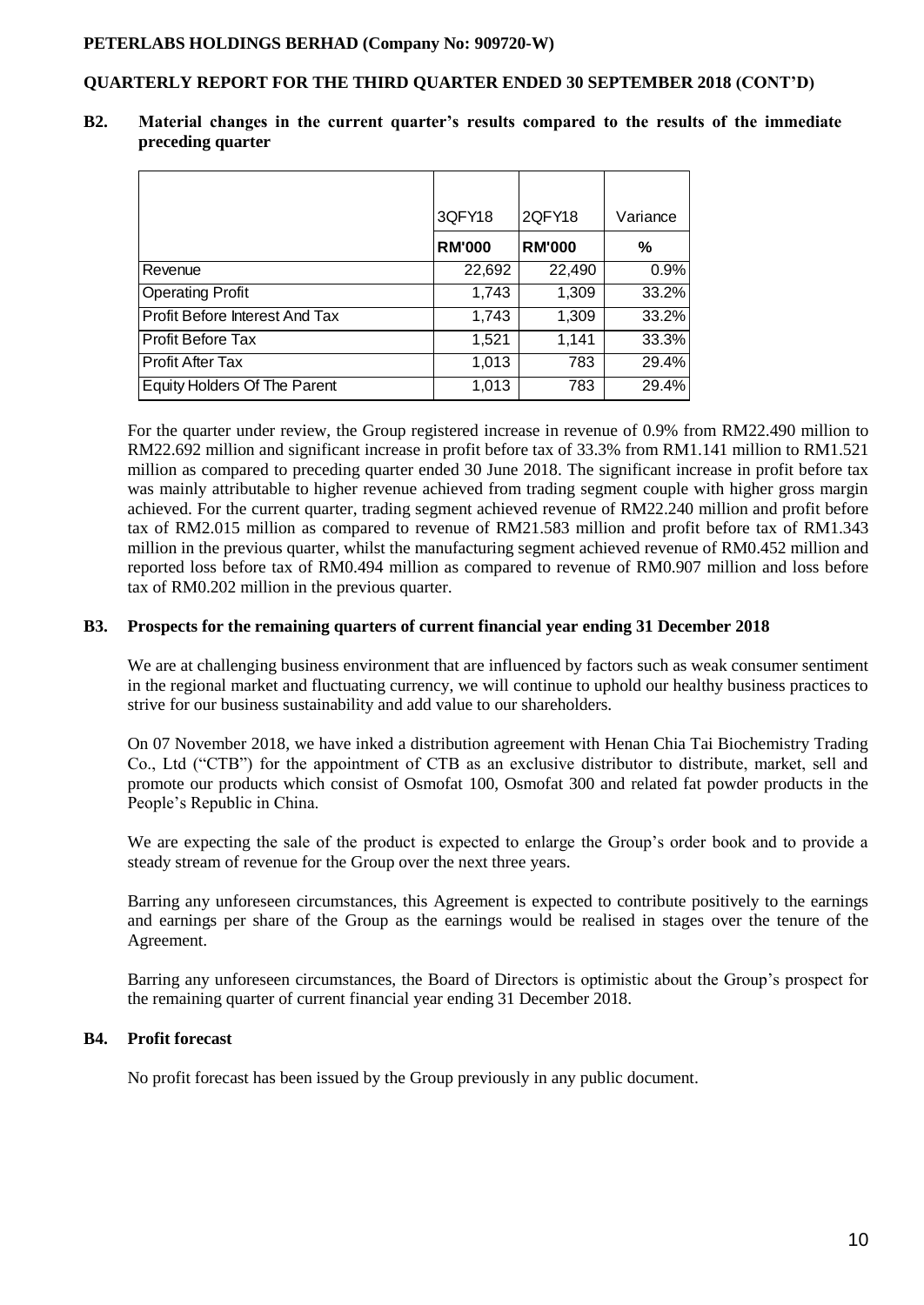## B2. Material changes in the current quarter's results compared to the results of the immediate preceding quarter

| | 3QFY18 | 2QFY18 | Variance |
|---|---|---|---|
| | **RM'000** | **RM'000** | **%** |
| Revenue | 22,692 | 22,490 | 0.9% |
| Operating Profit | 1,743 | 1,309 | 33.2% |
| Profit Before Interest And Tax | 1,743 | 1,309 | 33.2% |
| Profit Before Tax | 1,521 | 1,141 | 33.3% |
| Profit After Tax | 1,013 | 783 | 29.4% |
| Equity Holders Of The Parent | 1,013 | 783 | 29.4% |

For the quarter under review, the Group registered increase in revenue of 0.9% from RM22.490 million to RM22.692 million and significant increase in profit before tax of 33.3% from RM1.141 million to RM1.521 million as compared to preceding quarter ended 30 June 2018. The significant increase in profit before tax was mainly attributable to higher revenue achieved from trading segment couple with higher gross margin achieved. For the current quarter, trading segment achieved revenue of RM22.240 million and profit before tax of RM2.015 million as compared to revenue of RM21.583 million and profit before tax of RM1.343 million in the previous quarter, whilst the manufacturing segment achieved revenue of RM0.452 million and reported loss before tax of RM0.494 million as compared to revenue of RM0.907 million and loss before tax of RM0.202 million in the previous quarter.

## B3. Prospects for the remaining quarters of current financial year ending 31 December 2018

We are at challenging business environment that are influenced by factors such as weak consumer sentiment in the regional market and fluctuating currency, we will continue to uphold our healthy business practices to strive for our business sustainability and add value to our shareholders.

On 07 November 2018, we have inked a distribution agreement with Henan Chia Tai Biochemistry Trading Co., Ltd ("CTB") for the appointment of CTB as an exclusive distributor to distribute, market, sell and promote our products which consist of Osmofat 100, Osmofat 300 and related fat powder products in the People's Republic in China.

We are expecting the sale of the product is expected to enlarge the Group's order book and to provide a steady stream of revenue for the Group over the next three years.

Barring any unforeseen circumstances, this Agreement is expected to contribute positively to the earnings and earnings per share of the Group as the earnings would be realised in stages over the tenure of the Agreement.

Barring any unforeseen circumstances, the Board of Directors is optimistic about the Group's prospect for the remaining quarter of current financial year ending 31 December 2018.

## B4. Profit forecast

No profit forecast has been issued by the Group previously in any public document.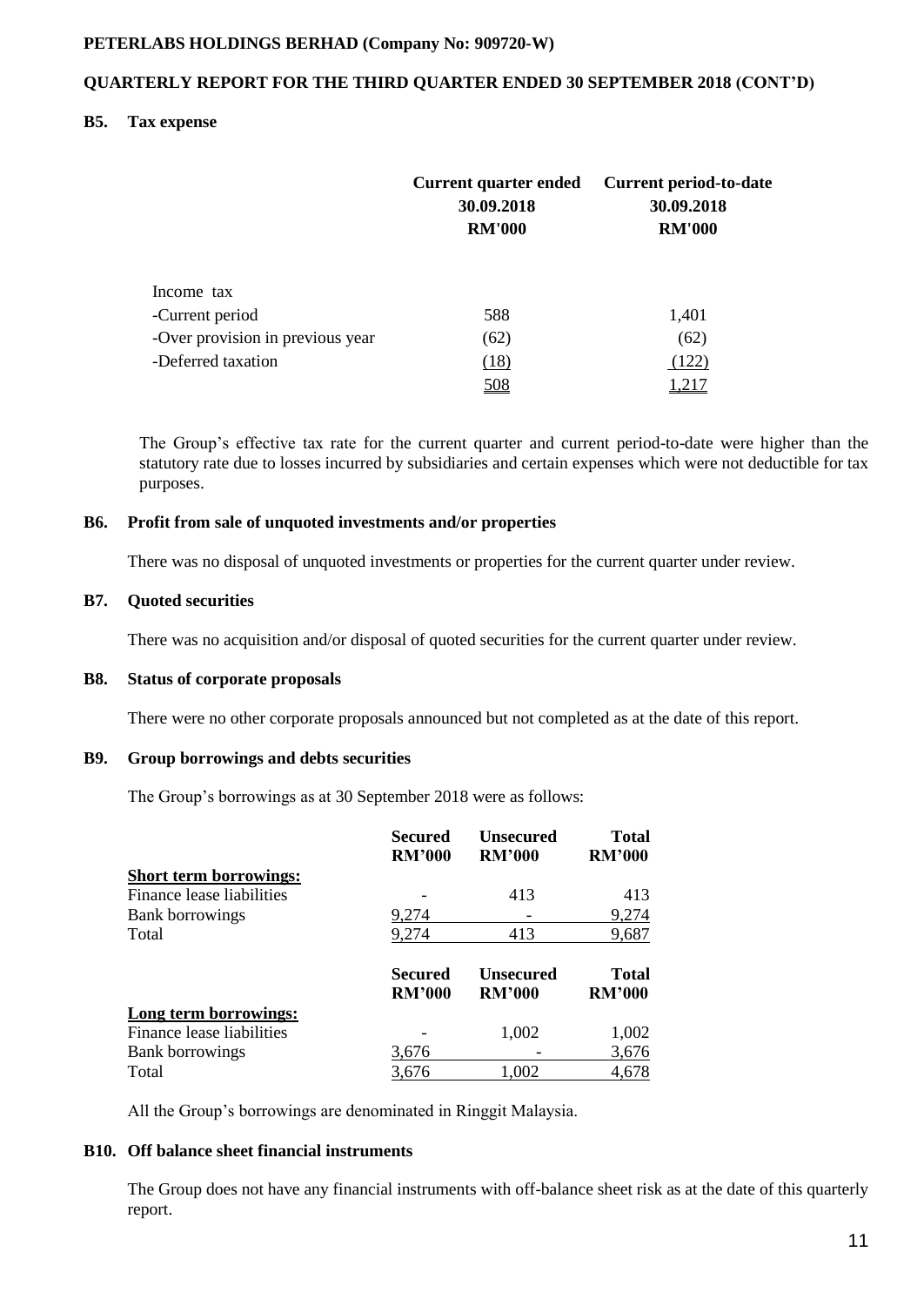**PETERLABS HOLDINGS BERHAD (Company No: 909720-W)**

**QUARTERLY REPORT FOR THE THIRD QUARTER ENDED 30 SEPTEMBER 2018 (CONT'D)**

## B5. Tax expense

| | Current quarter ended 30.09.2018 RM'000 | Current period-to-date 30.09.2018 RM'000 |
|---|---|---|
| Income tax | | |
| -Current period | 588 | 1,401 |
| -Over provision in previous year | (62) | (62) |
| -Deferred taxation | (18) | (122) |
| | 508 | 1,217 |

The Group's effective tax rate for the current quarter and current period-to-date were higher than the statutory rate due to losses incurred by subsidiaries and certain expenses which were not deductible for tax purposes.

## B6. Profit from sale of unquoted investments and/or properties

There was no disposal of unquoted investments or properties for the current quarter under review.

## B7. Quoted securities

There was no acquisition and/or disposal of quoted securities for the current quarter under review.

## B8. Status of corporate proposals

There were no other corporate proposals announced but not completed as at the date of this report.

## B9. Group borrowings and debts securities

The Group's borrowings as at 30 September 2018 were as follows:

| | Secured RM'000 | Unsecured RM'000 | Total RM'000 |
|---|---|---|---|
| **Short term borrowings:** | | | |
| Finance lease liabilities | - | 413 | 413 |
| Bank borrowings | 9,274 | - | 9,274 |
| Total | 9,274 | 413 | 9,687 |

| | Secured RM'000 | Unsecured RM'000 | Total RM'000 |
|---|---|---|---|
| **Long term borrowings:** | | | |
| Finance lease liabilities | - | 1,002 | 1,002 |
| Bank borrowings | 3,676 | - | 3,676 |
| Total | 3,676 | 1,002 | 4,678 |

All the Group's borrowings are denominated in Ringgit Malaysia.

## B10. Off balance sheet financial instruments

The Group does not have any financial instruments with off-balance sheet risk as at the date of this quarterly report.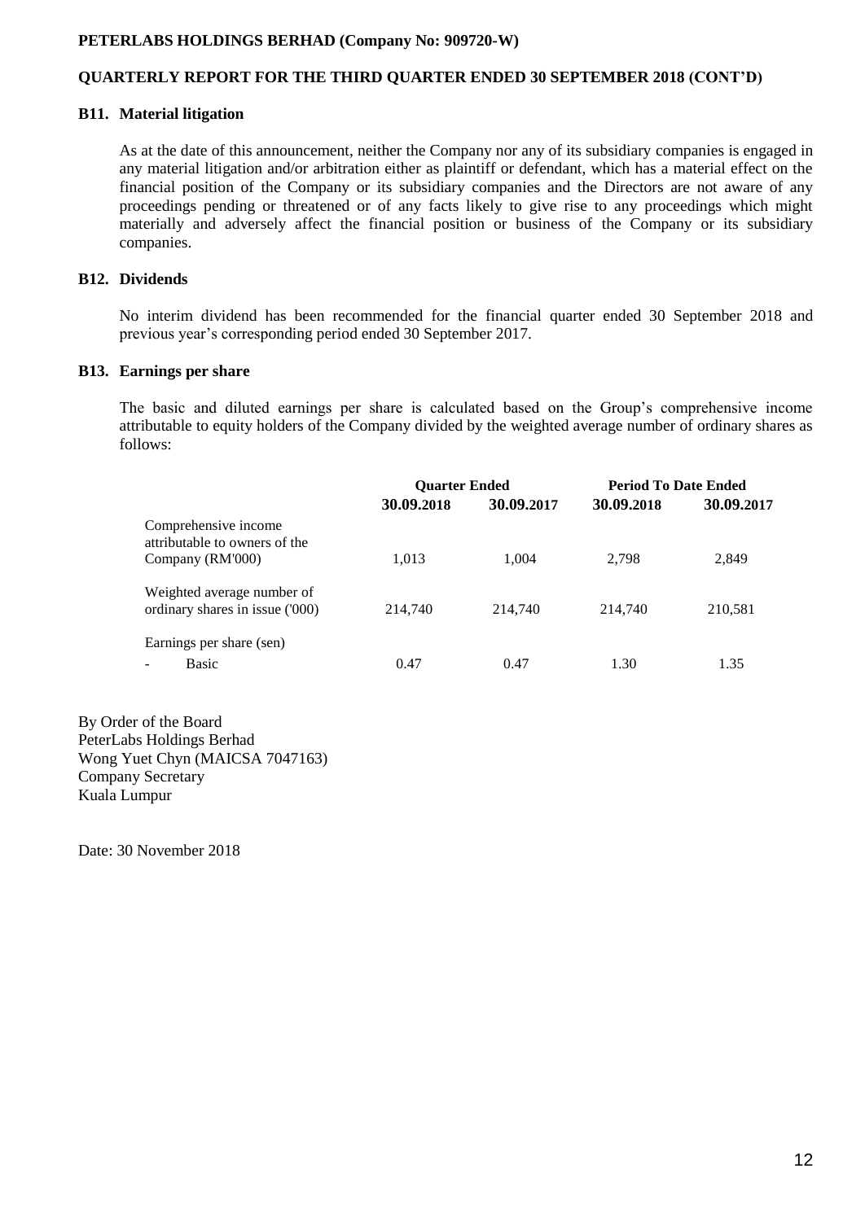### B11. Material litigation

As at the date of this announcement, neither the Company nor any of its subsidiary companies is engaged in any material litigation and/or arbitration either as plaintiff or defendant, which has a material effect on the financial position of the Company or its subsidiary companies and the Directors are not aware of any proceedings pending or threatened or of any facts likely to give rise to any proceedings which might materially and adversely affect the financial position or business of the Company or its subsidiary companies.

### B12. Dividends

No interim dividend has been recommended for the financial quarter ended 30 September 2018 and previous year's corresponding period ended 30 September 2017.

### B13. Earnings per share

The basic and diluted earnings per share is calculated based on the Group's comprehensive income attributable to equity holders of the Company divided by the weighted average number of ordinary shares as follows:

| | Quarter Ended | | Period To Date Ended | |
|---|---|---|---|---|
| | **30.09.2018** | **30.09.2017** | **30.09.2018** | **30.09.2017** |
| Comprehensive income attributable to owners of the Company (RM'000) | 1,013 | 1,004 | 2,798 | 2,849 |
| Weighted average number of ordinary shares in issue ('000) | 214,740 | 214,740 | 214,740 | 210,581 |
| Earnings per share (sen) | | | | |
| - Basic | 0.47 | 0.47 | 1.30 | 1.35 |

By Order of the Board
PeterLabs Holdings Berhad
Wong Yuet Chyn (MAICSA 7047163)
Company Secretary
Kuala Lumpur

Date: 30 November 2018